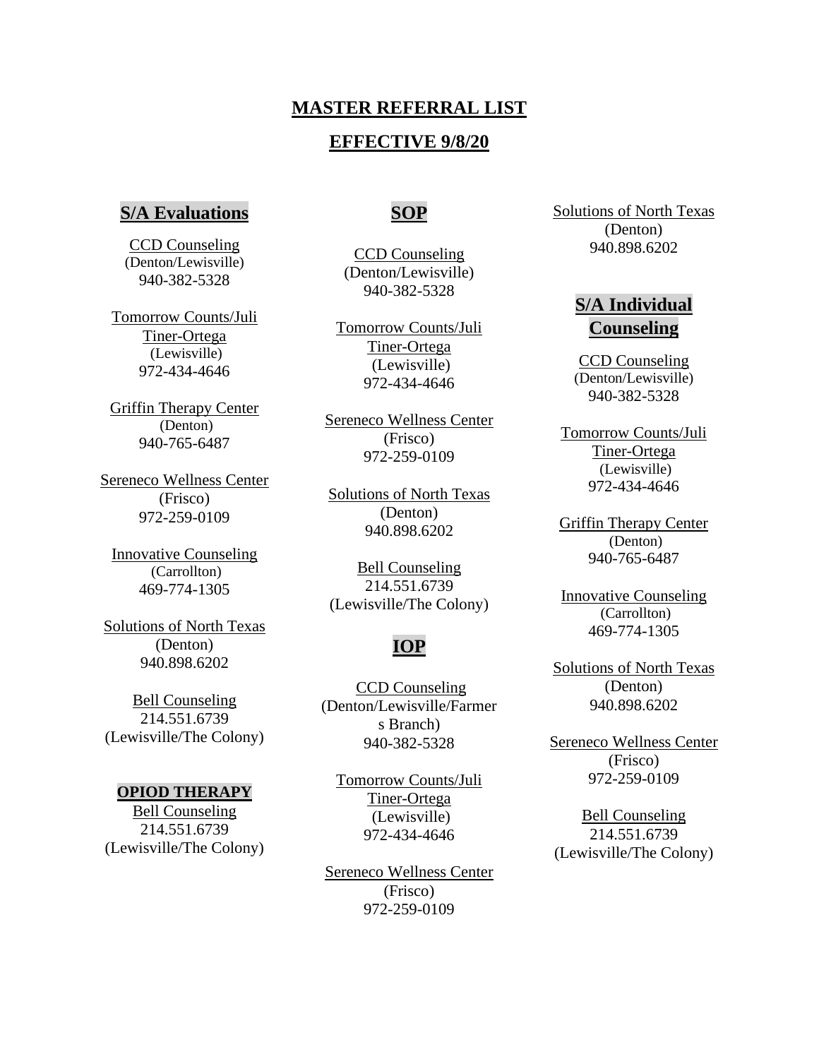# MASTER REFERRAL LIST

## EFFECTIVE 9/8/20

### S/A Evaluations

CCD Counseling
(Denton/Lewisville)
940-382-5328

Tomorrow Counts/Juli Tiner-Ortega
(Lewisville)
972-434-4646

Griffin Therapy Center
(Denton)
940-765-6487

Sereneco Wellness Center
(Frisco)
972-259-0109

Innovative Counseling
(Carrollton)
469-774-1305

Solutions of North Texas
(Denton)
940.898.6202

Bell Counseling
214.551.6739
(Lewisville/The Colony)

### OPIOD THERAPY

Bell Counseling
214.551.6739
(Lewisville/The Colony)

### SOP

CCD Counseling
(Denton/Lewisville)
940-382-5328

Tomorrow Counts/Juli Tiner-Ortega
(Lewisville)
972-434-4646

Sereneco Wellness Center
(Frisco)
972-259-0109

Solutions of North Texas
(Denton)
940.898.6202

Bell Counseling
214.551.6739
(Lewisville/The Colony)

### IOP

CCD Counseling
(Denton/Lewisville/Farmers Branch)
940-382-5328

Tomorrow Counts/Juli Tiner-Ortega
(Lewisville)
972-434-4646

Sereneco Wellness Center
(Frisco)
972-259-0109

Solutions of North Texas
(Denton)
940.898.6202

### S/A Individual Counseling

CCD Counseling
(Denton/Lewisville)
940-382-5328

Tomorrow Counts/Juli Tiner-Ortega
(Lewisville)
972-434-4646

Griffin Therapy Center
(Denton)
940-765-6487

Innovative Counseling
(Carrollton)
469-774-1305

Solutions of North Texas
(Denton)
940.898.6202

Sereneco Wellness Center
(Frisco)
972-259-0109

Bell Counseling
214.551.6739
(Lewisville/The Colony)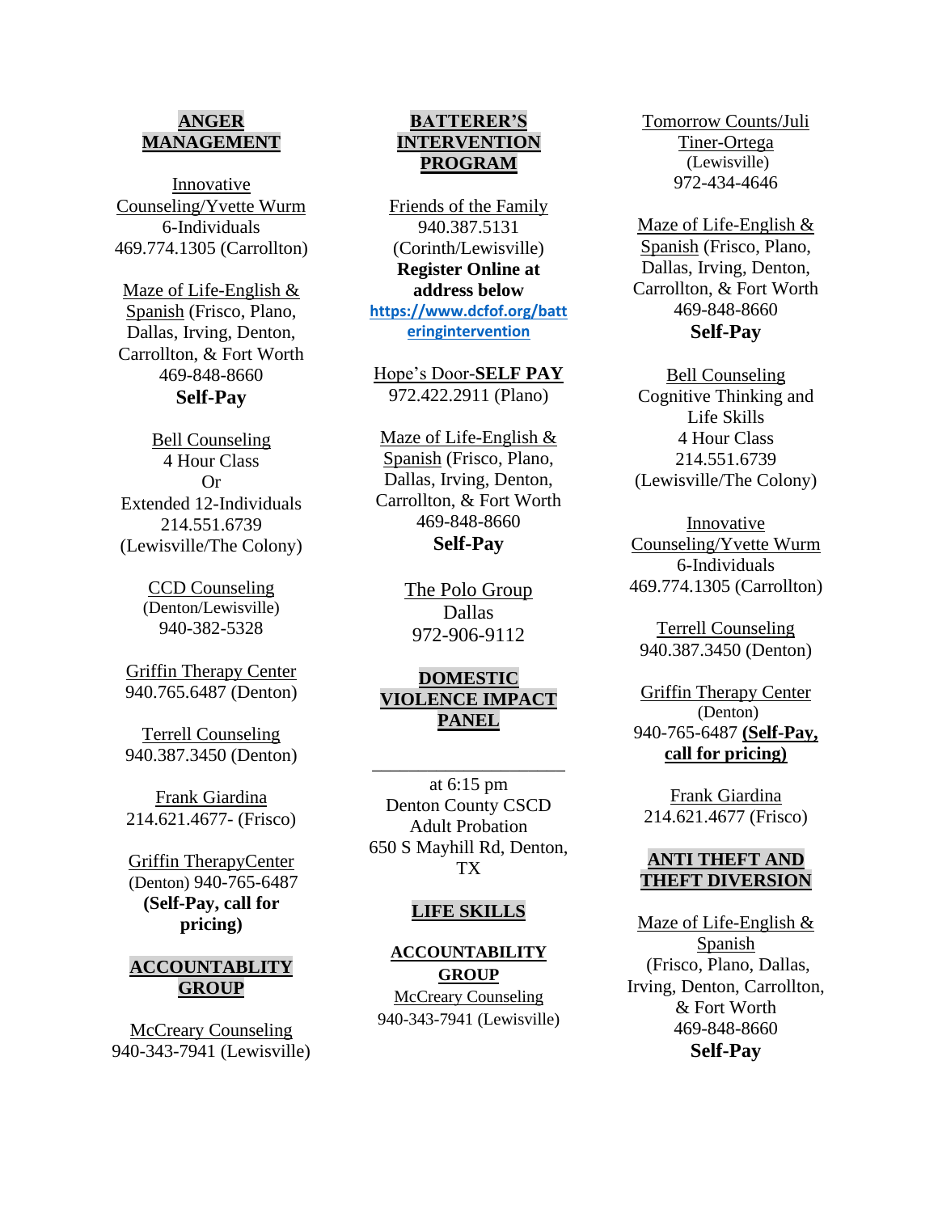## ANGER MANAGEMENT

Innovative Counseling/Yvette Wurm
6-Individuals
469.774.1305 (Carrollton)

Maze of Life-English & Spanish (Frisco, Plano, Dallas, Irving, Denton, Carrollton, & Fort Worth
469-848-8660
**Self-Pay**

Bell Counseling
4 Hour Class
Or
Extended 12-Individuals
214.551.6739
(Lewisville/The Colony)

CCD Counseling
(Denton/Lewisville)
940-382-5328

Griffin Therapy Center
940.765.6487 (Denton)

Terrell Counseling
940.387.3450 (Denton)

Frank Giardina
214.621.4677- (Frisco)

Griffin TherapyCenter
(Denton) 940-765-6487
**(Self-Pay, call for pricing)**

## ACCOUNTABLITY GROUP

McCreary Counseling
940-343-7941 (Lewisville)

## BATTERER'S INTERVENTION PROGRAM

Friends of the Family
940.387.5131
(Corinth/Lewisville)
**Register Online at address below**
**https://www.dcfof.org/batteringintervention**

Hope's Door-**SELF PAY**
972.422.2911 (Plano)

Maze of Life-English & Spanish (Frisco, Plano, Dallas, Irving, Denton, Carrollton, & Fort Worth
469-848-8660
**Self-Pay**

The Polo Group
Dallas
972-906-9112

## DOMESTIC VIOLENCE IMPACT PANEL

____________________ at 6:15 pm
Denton County CSCD Adult Probation
650 S Mayhill Rd, Denton, TX

## LIFE SKILLS

**ACCOUNTABILITY GROUP**
McCreary Counseling
940-343-7941 (Lewisville)

Tomorrow Counts/Juli Tiner-Ortega
(Lewisville)
972-434-4646

Maze of Life-English & Spanish (Frisco, Plano, Dallas, Irving, Denton, Carrollton, & Fort Worth
469-848-8660
**Self-Pay**

Bell Counseling
Cognitive Thinking and Life Skills
4 Hour Class
214.551.6739
(Lewisville/The Colony)

Innovative Counseling/Yvette Wurm
6-Individuals
469.774.1305 (Carrollton)

Terrell Counseling
940.387.3450 (Denton)

Griffin Therapy Center
(Denton)
940-765-6487 **(Self-Pay, call for pricing)**

Frank Giardina
214.621.4677 (Frisco)

## ANTI THEFT AND THEFT DIVERSION

Maze of Life-English & Spanish
(Frisco, Plano, Dallas, Irving, Denton, Carrollton, & Fort Worth
469-848-8660
**Self-Pay**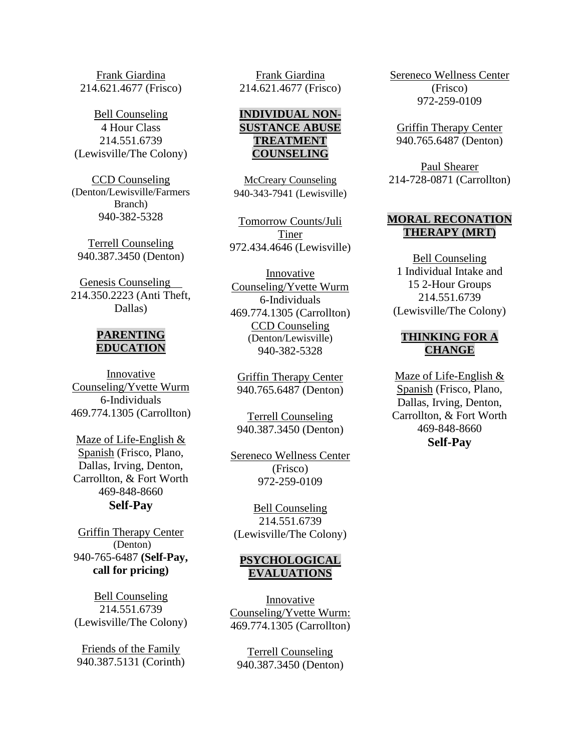Frank Giardina
214.621.4677 (Frisco)

Bell Counseling
4 Hour Class
214.551.6739
(Lewisville/The Colony)

CCD Counseling
(Denton/Lewisville/Farmers Branch)
940-382-5328

Terrell Counseling
940.387.3450 (Denton)

Genesis Counseling
214.350.2223 (Anti Theft, Dallas)

## PARENTING EDUCATION

Innovative Counseling/Yvette Wurm
6-Individuals
469.774.1305 (Carrollton)

Maze of Life-English & Spanish (Frisco, Plano, Dallas, Irving, Denton, Carrollton, & Fort Worth
469-848-8660
**Self-Pay**

Griffin Therapy Center
(Denton)
940-765-6487 **(Self-Pay, call for pricing)**

Bell Counseling
214.551.6739
(Lewisville/The Colony)

Friends of the Family
940.387.5131 (Corinth)

Frank Giardina
214.621.4677 (Frisco)

## INDIVIDUAL NON-SUSTANCE ABUSE TREATMENT COUNSELING

McCreary Counseling
940-343-7941 (Lewisville)

Tomorrow Counts/Juli Tiner
972.434.4646 (Lewisville)

Innovative Counseling/Yvette Wurm
6-Individuals
469.774.1305 (Carrollton)

CCD Counseling
(Denton/Lewisville)
940-382-5328

Griffin Therapy Center
940.765.6487 (Denton)

Terrell Counseling
940.387.3450 (Denton)

Sereneco Wellness Center
(Frisco)
972-259-0109

Bell Counseling
214.551.6739
(Lewisville/The Colony)

## PSYCHOLOGICAL EVALUATIONS

Innovative Counseling/Yvette Wurm:
469.774.1305 (Carrollton)

Terrell Counseling
940.387.3450 (Denton)

Sereneco Wellness Center
(Frisco)
972-259-0109

Griffin Therapy Center
940.765.6487 (Denton)

Paul Shearer
214-728-0871 (Carrollton)

## MORAL RECONATION THERAPY (MRT)

Bell Counseling
1 Individual Intake and 15 2-Hour Groups
214.551.6739
(Lewisville/The Colony)

## THINKING FOR A CHANGE

Maze of Life-English & Spanish (Frisco, Plano, Dallas, Irving, Denton, Carrollton, & Fort Worth
469-848-8660
**Self-Pay**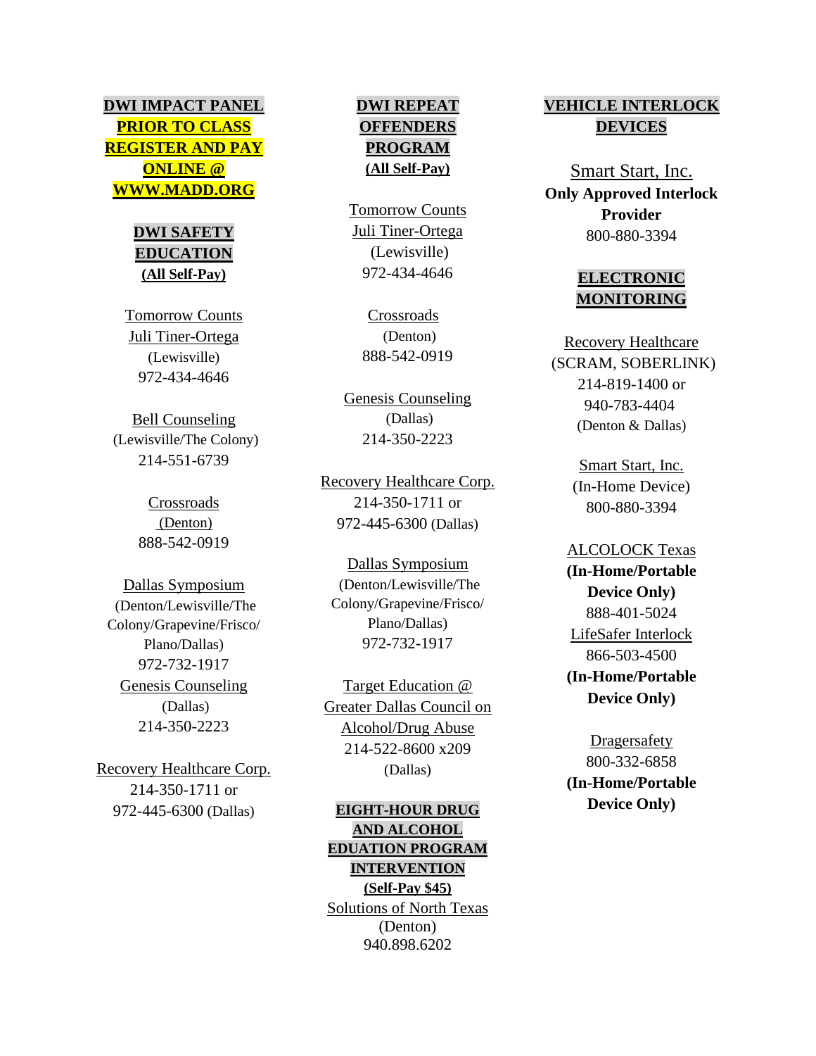**DWI IMPACT PANEL**

**PRIOR TO CLASS REGISTER AND PAY ONLINE @ WWW.MADD.ORG**

**DWI SAFETY EDUCATION**

**(All Self-Pay)**

Tomorrow Counts
Juli Tiner-Ortega
(Lewisville)
972-434-4646

Bell Counseling
(Lewisville/The Colony)
214-551-6739

Crossroads
(Denton)
888-542-0919

Dallas Symposium
(Denton/Lewisville/The Colony/Grapevine/Frisco/Plano/Dallas)
972-732-1917

Genesis Counseling
(Dallas)
214-350-2223

Recovery Healthcare Corp.
214-350-1711 or
972-445-6300 (Dallas)

**DWI REPEAT OFFENDERS PROGRAM**

**(All Self-Pay)**

Tomorrow Counts
Juli Tiner-Ortega
(Lewisville)
972-434-4646

Crossroads
(Denton)
888-542-0919

Genesis Counseling
(Dallas)
214-350-2223

Recovery Healthcare Corp.
214-350-1711 or
972-445-6300 (Dallas)

Dallas Symposium
(Denton/Lewisville/The Colony/Grapevine/Frisco/Plano/Dallas)
972-732-1917

Target Education @ Greater Dallas Council on Alcohol/Drug Abuse
214-522-8600 x209
(Dallas)

**EIGHT-HOUR DRUG AND ALCOHOL EDUATION PROGRAM INTERVENTION**

**(Self-Pay $45)**

Solutions of North Texas
(Denton)
940.898.6202

**VEHICLE INTERLOCK DEVICES**

Smart Start, Inc.
**Only Approved Interlock Provider**
800-880-3394

**ELECTRONIC MONITORING**

Recovery Healthcare
(SCRAM, SOBERLINK)
214-819-1400 or
940-783-4404
(Denton & Dallas)

Smart Start, Inc.
(In-Home Device)
800-880-3394

ALCOLOCK Texas
**(In-Home/Portable Device Only)**
888-401-5024

LifeSafer Interlock
866-503-4500
**(In-Home/Portable Device Only)**

Dragersafety
800-332-6858
**(In-Home/Portable Device Only)**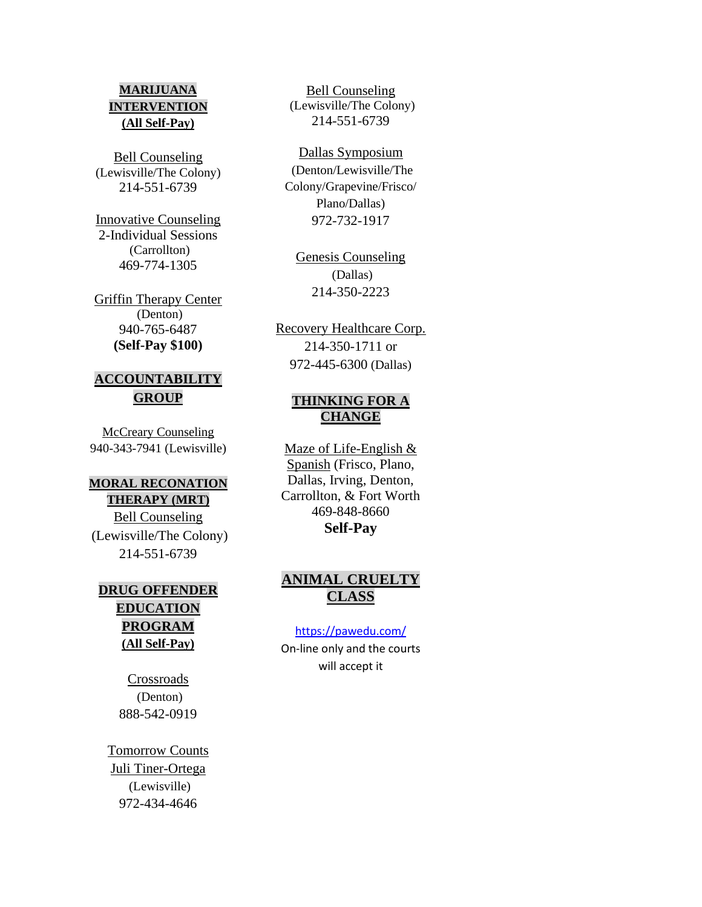**MARIJUANA INTERVENTION**
**(All Self-Pay)**

Bell Counseling
(Lewisville/The Colony)
214-551-6739

Innovative Counseling
2-Individual Sessions
(Carrollton)
469-774-1305

Griffin Therapy Center
(Denton)
940-765-6487
**(Self-Pay $100)**

**ACCOUNTABILITY GROUP**

McCreary Counseling
940-343-7941 (Lewisville)

**MORAL RECONATION THERAPY (MRT)**

Bell Counseling
(Lewisville/The Colony)
214-551-6739

**DRUG OFFENDER EDUCATION PROGRAM**
**(All Self-Pay)**

Crossroads
(Denton)
888-542-0919

Tomorrow Counts
Juli Tiner-Ortega
(Lewisville)
972-434-4646

Bell Counseling
(Lewisville/The Colony)
214-551-6739

Dallas Symposium
(Denton/Lewisville/The Colony/Grapevine/Frisco/Plano/Dallas)
972-732-1917

Genesis Counseling
(Dallas)
214-350-2223

Recovery Healthcare Corp.
214-350-1711 or
972-445-6300 (Dallas)

**THINKING FOR A CHANGE**

Maze of Life-English & Spanish (Frisco, Plano, Dallas, Irving, Denton, Carrollton, & Fort Worth
469-848-8660
**Self-Pay**

**ANIMAL CRUELTY CLASS**

https://pawedu.com/
On-line only and the courts will accept it